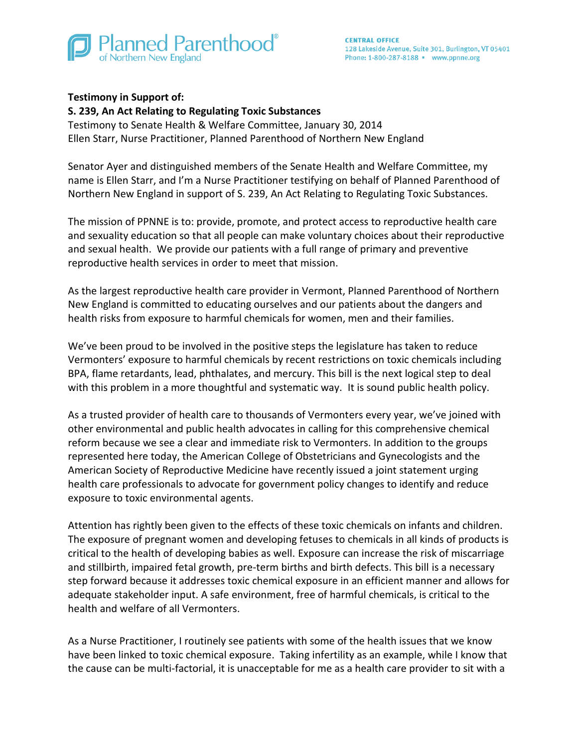Planned Parenthood® of Northern New England

CENTRAL OFFICE
128 Lakeside Avenue, Suite 301, Burlington, VT 05401
Phone: 1-800-287-8188 • www.ppnne.org

**Testimony in Support of:**
**S. 239, An Act Relating to Regulating Toxic Substances**
Testimony to Senate Health & Welfare Committee, January 30, 2014
Ellen Starr, Nurse Practitioner, Planned Parenthood of Northern New England

Senator Ayer and distinguished members of the Senate Health and Welfare Committee, my name is Ellen Starr, and I'm a Nurse Practitioner testifying on behalf of Planned Parenthood of Northern New England in support of S. 239, An Act Relating to Regulating Toxic Substances.

The mission of PPNNE is to: provide, promote, and protect access to reproductive health care and sexuality education so that all people can make voluntary choices about their reproductive and sexual health. We provide our patients with a full range of primary and preventive reproductive health services in order to meet that mission.

As the largest reproductive health care provider in Vermont, Planned Parenthood of Northern New England is committed to educating ourselves and our patients about the dangers and health risks from exposure to harmful chemicals for women, men and their families.

We've been proud to be involved in the positive steps the legislature has taken to reduce Vermonters' exposure to harmful chemicals by recent restrictions on toxic chemicals including BPA, flame retardants, lead, phthalates, and mercury. This bill is the next logical step to deal with this problem in a more thoughtful and systematic way. It is sound public health policy.

As a trusted provider of health care to thousands of Vermonters every year, we've joined with other environmental and public health advocates in calling for this comprehensive chemical reform because we see a clear and immediate risk to Vermonters. In addition to the groups represented here today, the American College of Obstetricians and Gynecologists and the American Society of Reproductive Medicine have recently issued a joint statement urging health care professionals to advocate for government policy changes to identify and reduce exposure to toxic environmental agents.

Attention has rightly been given to the effects of these toxic chemicals on infants and children. The exposure of pregnant women and developing fetuses to chemicals in all kinds of products is critical to the health of developing babies as well. Exposure can increase the risk of miscarriage and stillbirth, impaired fetal growth, pre-term births and birth defects. This bill is a necessary step forward because it addresses toxic chemical exposure in an efficient manner and allows for adequate stakeholder input. A safe environment, free of harmful chemicals, is critical to the health and welfare of all Vermonters.

As a Nurse Practitioner, I routinely see patients with some of the health issues that we know have been linked to toxic chemical exposure. Taking infertility as an example, while I know that the cause can be multi-factorial, it is unacceptable for me as a health care provider to sit with a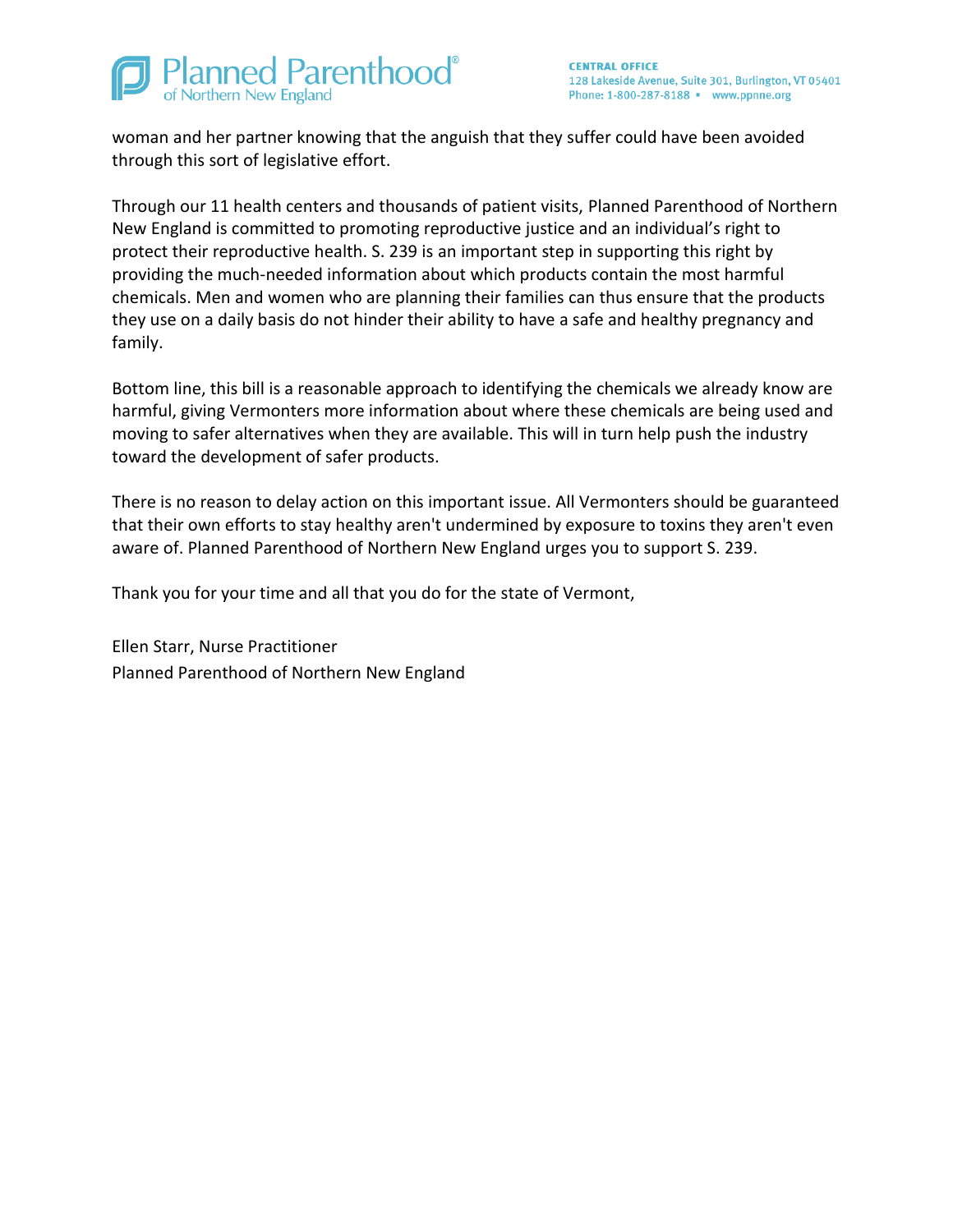woman and her partner knowing that the anguish that they suffer could have been avoided through this sort of legislative effort.

Through our 11 health centers and thousands of patient visits, Planned Parenthood of Northern New England is committed to promoting reproductive justice and an individual's right to protect their reproductive health. S. 239 is an important step in supporting this right by providing the much-needed information about which products contain the most harmful chemicals. Men and women who are planning their families can thus ensure that the products they use on a daily basis do not hinder their ability to have a safe and healthy pregnancy and family.

Bottom line, this bill is a reasonable approach to identifying the chemicals we already know are harmful, giving Vermonters more information about where these chemicals are being used and moving to safer alternatives when they are available. This will in turn help push the industry toward the development of safer products.

There is no reason to delay action on this important issue. All Vermonters should be guaranteed that their own efforts to stay healthy aren't undermined by exposure to toxins they aren't even aware of. Planned Parenthood of Northern New England urges you to support S. 239.

Thank you for your time and all that you do for the state of Vermont,

Ellen Starr, Nurse Practitioner
Planned Parenthood of Northern New England